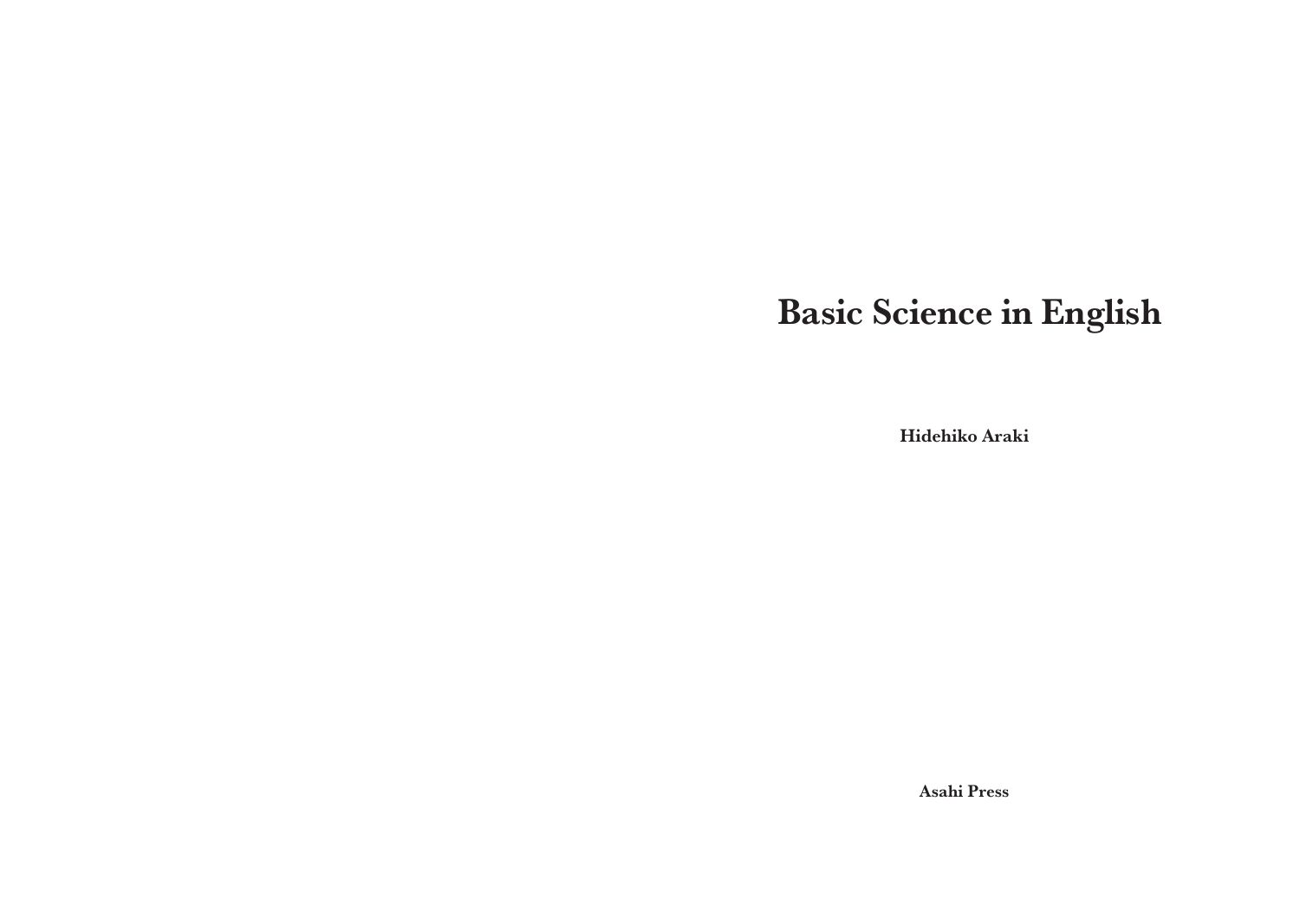# Basic Science in English

**Hidehiko Araki**

**Asahi Press**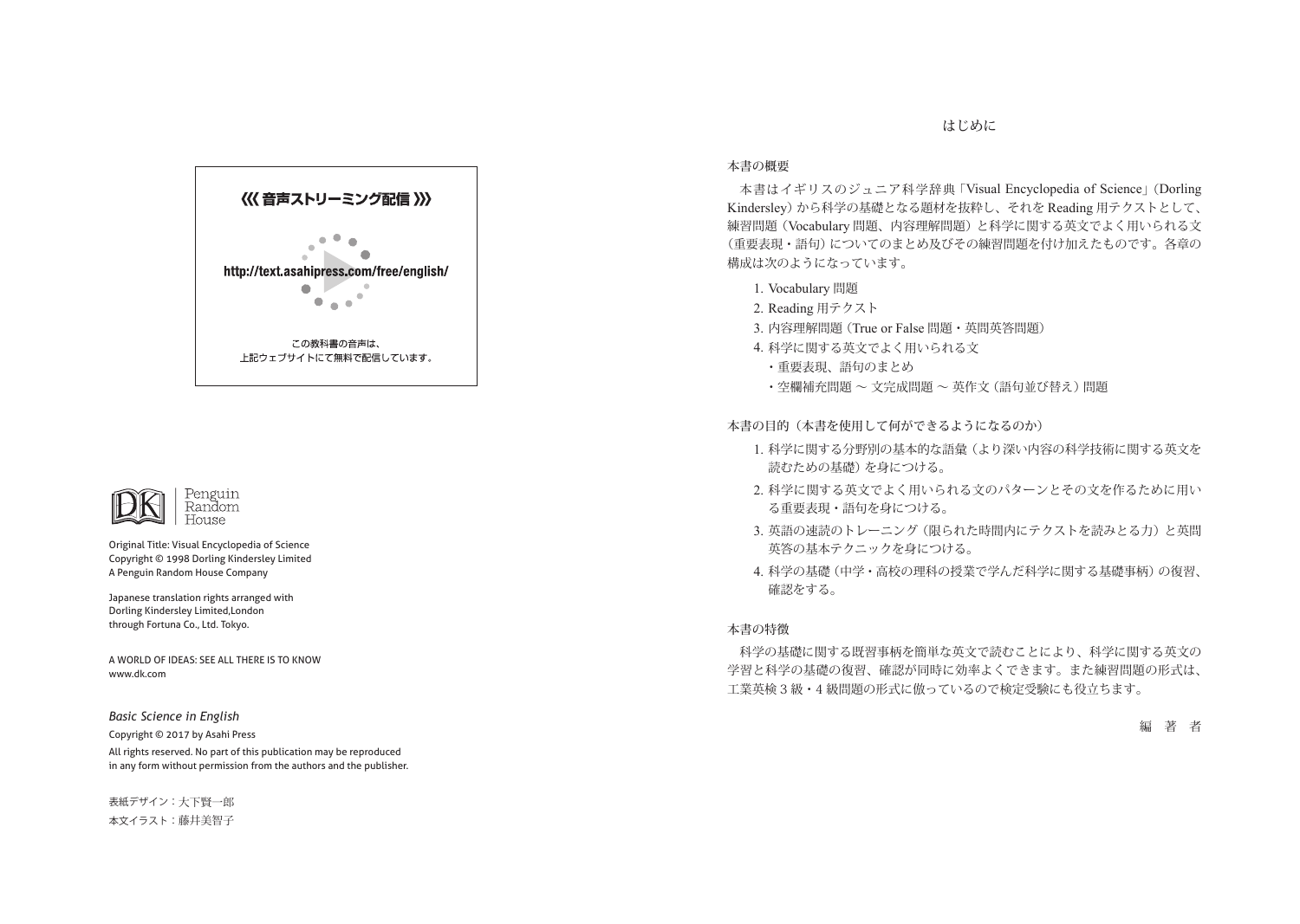《《 音声ストリーミング配信 》》

http://text.asahipress.com/free/english/

この教科書の音声は、
上記ウェブサイトにて無料で配信しています。

Penguin
Random
House

Original Title: Visual Encyclopedia of Science
Copyright © 1998 Dorling Kindersley Limited
A Penguin Random House Company

Japanese translation rights arranged with
Dorling Kindersley Limited,London
through Fortuna Co., Ltd. Tokyo.

A WORLD OF IDEAS: SEE ALL THERE IS TO KNOW
www.dk.com

*Basic Science in English*

Copyright © 2017 by Asahi Press

All rights reserved. No part of this publication may be reproduced
in any form without permission from the authors and the publisher.

表紙デザイン：大下賢一郎
本文イラスト：藤井美智子

# はじめに

## 本書の概要

本書はイギリスのジュニア科学辞典「Visual Encyclopedia of Science」(Dorling Kindersley) から科学の基礎となる題材を抜粋し、それを Reading 用テクストとして、練習問題（Vocabulary 問題、内容理解問題）と科学に関する英文でよく用いられる文（重要表現・語句）についてのまとめ及びその練習問題を付け加えたものです。各章の構成は次のようになっています。

1. Vocabulary 問題
2. Reading 用テクスト
3. 内容理解問題（True or False 問題・英問英答問題）
4. 科学に関する英文でよく用いられる文
   - ・重要表現、語句のまとめ
   - ・空欄補充問題 〜 文完成問題 〜 英作文（語句並び替え）問題

## 本書の目的（本書を使用して何ができるようになるのか）

1. 科学に関する分野別の基本的な語彙（より深い内容の科学技術に関する英文を読むための基礎）を身につける。
2. 科学に関する英文でよく用いられる文のパターンとその文を作るために用いる重要表現・語句を身につける。
3. 英語の速読のトレーニング（限られた時間内にテクストを読みとる力）と英問英答の基本テクニックを身につける。
4. 科学の基礎（中学・高校の理科の授業で学んだ科学に関する基礎事柄）の復習、確認をする。

## 本書の特徴

科学の基礎に関する既習事柄を簡単な英文で読むことにより、科学に関する英文の学習と科学の基礎の復習、確認が同時に効率よくできます。また練習問題の形式は、工業英検３級・４級問題の形式に倣っているので検定受験にも役立ちます。

編　著　者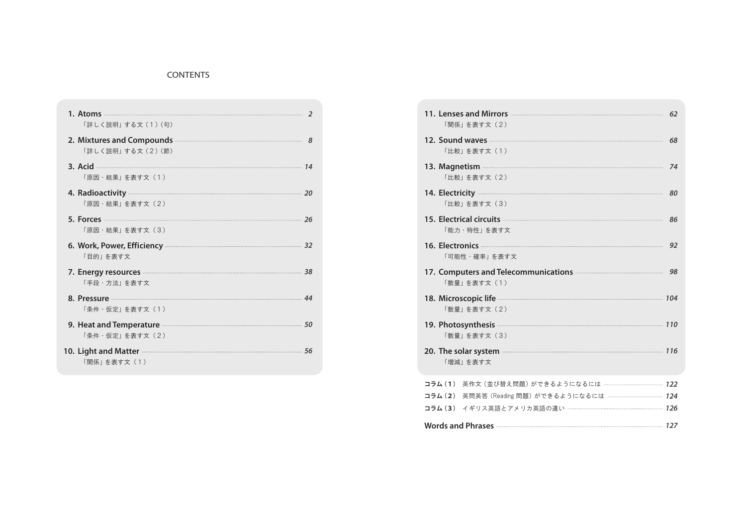# CONTENTS

1. **Atoms** ……… *2*
   「詳しく説明」する文（1）〈句〉
2. **Mixtures and Compounds** ……… *8*
   「詳しく説明」する文（2）〈節〉
3. **Acid** ……… *14*
   「原因・結果」を表す文（1）
4. **Radioactivity** ……… *20*
   「原因・結果」を表す文（2）
5. **Forces** ……… *26*
   「原因・結果」を表す文（3）
6. **Work, Power, Efficiency** ……… *32*
   「目的」を表す文
7. **Energy resources** ……… *38*
   「手段・方法」を表す文
8. **Pressure** ……… *44*
   「条件・仮定」を表す文（1）
9. **Heat and Temperature** ……… *50*
   「条件・仮定」を表す文（2）
10. **Light and Matter** ……… *56*
    「関係」を表す文（1）
11. **Lenses and Mirrors** ……… *62*
    「関係」を表す文（2）
12. **Sound waves** ……… *68*
    「比較」を表す文（1）
13. **Magnetism** ……… *74*
    「比較」を表す文（2）
14. **Electricity** ……… *80*
    「比較」を表す文（3）
15. **Electrical circuits** ……… *86*
    「能力・特性」を表す文
16. **Electronics** ……… *92*
    「可能性・確率」を表す文
17. **Computers and Telecommunications** ……… *98*
    「数量」を表す文（1）
18. **Microscopic life** ……… *104*
    「数量」を表す文（2）
19. **Photosynthesis** ……… *110*
    「数量」を表す文（3）
20. **The solar system** ……… *116*
    「増減」を表す文

**コラム（1）** 英作文（並び替え問題）ができるようになるには ……… *122*

**コラム（2）** 英問英答（Reading 問題）ができるようになるには ……… *124*

**コラム（3）** イギリス英語とアメリカ英語の違い ……… *126*

**Words and Phrases** ……… *127*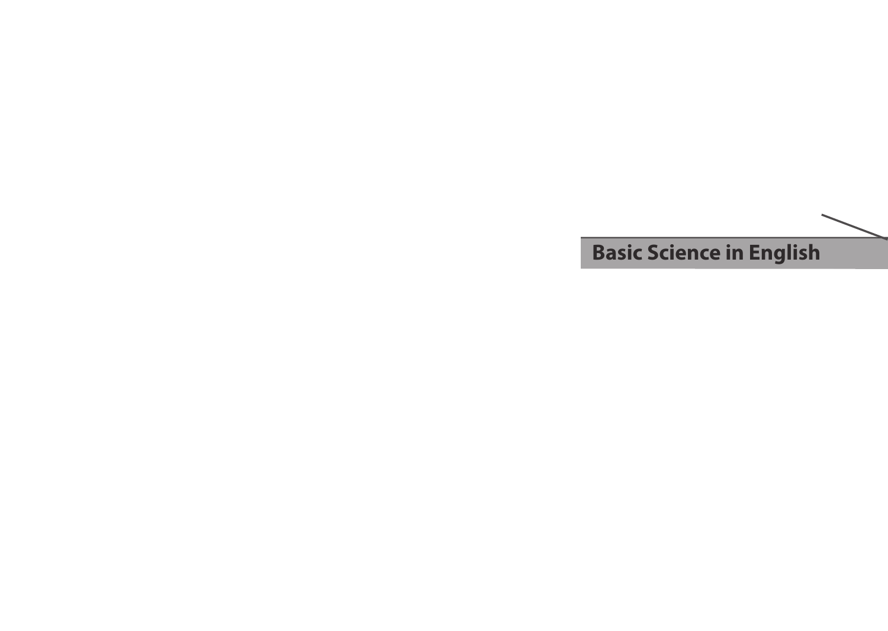# Basic Science in English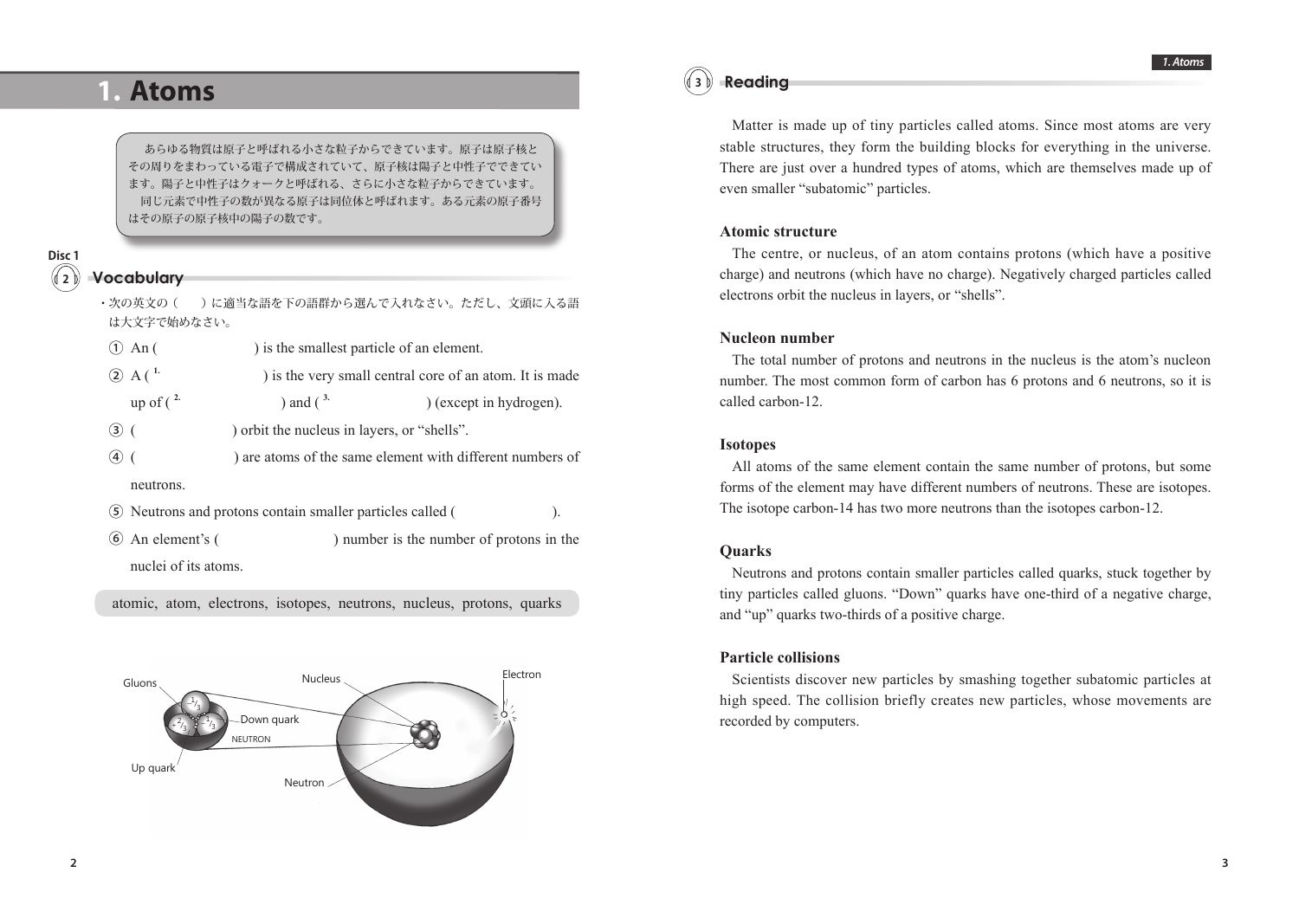# 1. Atoms

あらゆる物質は原子と呼ばれる小さな粒子からできています。原子は原子核とその周りをまわっている電子で構成されていて、原子核は陽子と中性子でできています。陽子と中性子はクォークと呼ばれる、さらに小さな粒子からできています。
同じ元素で中性子の数が異なる原子は同位体と呼ばれます。ある元素の原子番号はその原子の原子核中の陽子の数です。

Disc 1

## 2 Vocabulary

・次の英文の（　）に適当な語を下の語群から選んで入れなさい。ただし、文頭に入る語は大文字で始めなさい。

① An (　　　　　　) is the smallest particle of an element.

② A ( 1.　　　　　　) is the very small central core of an atom. It is made up of ( 2.　　　　　　) and ( 3.　　　　　　) (except in hydrogen).

③ (　　　　　　) orbit the nucleus in layers, or "shells".

④ (　　　　　　) are atoms of the same element with different numbers of neutrons.

⑤ Neutrons and protons contain smaller particles called (　　　　　　).

⑥ An element's (　　　　　　) number is the number of protons in the nuclei of its atoms.

atomic, atom, electrons, isotopes, neutrons, nucleus, protons, quarks

Gluons
Nucleus
Electron
Down quark
NEUTRON
Up quark
Neutron

## 3 Reading

Matter is made up of tiny particles called atoms. Since most atoms are very stable structures, they form the building blocks for everything in the universe. There are just over a hundred types of atoms, which are themselves made up of even smaller "subatomic" particles.

### Atomic structure

The centre, or nucleus, of an atom contains protons (which have a positive charge) and neutrons (which have no charge). Negatively charged particles called electrons orbit the nucleus in layers, or "shells".

### Nucleon number

The total number of protons and neutrons in the nucleus is the atom's nucleon number. The most common form of carbon has 6 protons and 6 neutrons, so it is called carbon-12.

### Isotopes

All atoms of the same element contain the same number of protons, but some forms of the element may have different numbers of neutrons. These are isotopes. The isotope carbon-14 has two more neutrons than the isotopes carbon-12.

### Quarks

Neutrons and protons contain smaller particles called quarks, stuck together by tiny particles called gluons. "Down" quarks have one-third of a negative charge, and "up" quarks two-thirds of a positive charge.

### Particle collisions

Scientists discover new particles by smashing together subatomic particles at high speed. The collision briefly creates new particles, whose movements are recorded by computers.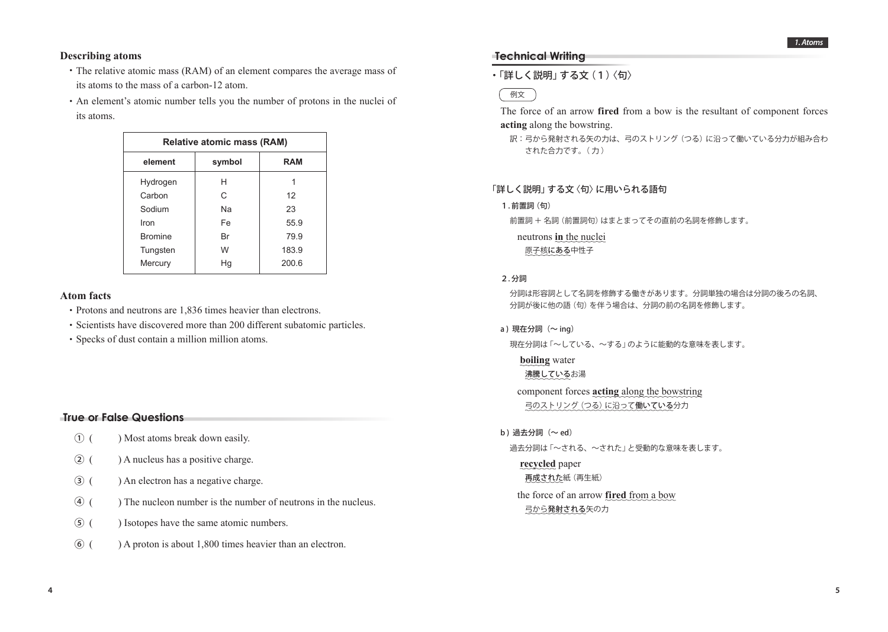## Describing atoms

- The relative atomic mass (RAM) of an element compares the average mass of its atoms to the mass of a carbon-12 atom.
- An element's atomic number tells you the number of protons in the nuclei of its atoms.

| Relative atomic mass (RAM) | | |
|---|---|---|
| **element** | **symbol** | **RAM** |
| Hydrogen | H | 1 |
| Carbon | C | 12 |
| Sodium | Na | 23 |
| Iron | Fe | 55.9 |
| Bromine | Br | 79.9 |
| Tungsten | W | 183.9 |
| Mercury | Hg | 200.6 |

## Atom facts

- Protons and neutrons are 1,836 times heavier than electrons.
- Scientists have discovered more than 200 different subatomic particles.
- Specks of dust contain a million million atoms.

## True or False Questions

① (　　) Most atoms break down easily.

② (　　) A nucleus has a positive charge.

③ (　　) An electron has a negative charge.

④ (　　) The nucleon number is the number of neutrons in the nucleus.

⑤ (　　) Isotopes have the same atomic numbers.

⑥ (　　) A proton is about 1,800 times heavier than an electron.

## Technical Writing

### ・「詳しく説明」する文（1）〈句〉

例文

The force of an arrow **fired** from a bow is the resultant of component forces **acting** along the bowstring.

訳：弓から発射される矢の力は、弓のストリング（つる）に沿って働いている分力が組み合わされた合力です。（力）

### 「詳しく説明」する文〈句〉に用いられる語句

**1. 前置詞（句）**

前置詞 + 名詞（前置詞句）はまとまってその直前の名詞を修飾します。

neutrons **in** the nuclei
原子核にある中性子

**2. 分詞**

分詞は形容詞として名詞を修飾する働きがあります。分詞単独の場合は分詞の後ろの名詞、分詞が後に他の語（句）を伴う場合は、分詞の前の名詞を修飾します。

**a）現在分詞（～ing）**

現在分詞は「～している、～する」のように能動的な意味を表します。

**boiling** water
沸騰しているお湯

component forces **acting** along the bowstring
弓のストリング（つる）に沿って働いている分力

**b）過去分詞（～ed）**

過去分詞は「～される、～された」と受動的な意味を表します。

**recycled** paper
再成された紙（再生紙）

the force of an arrow **fired** from a bow
弓から発射される矢の力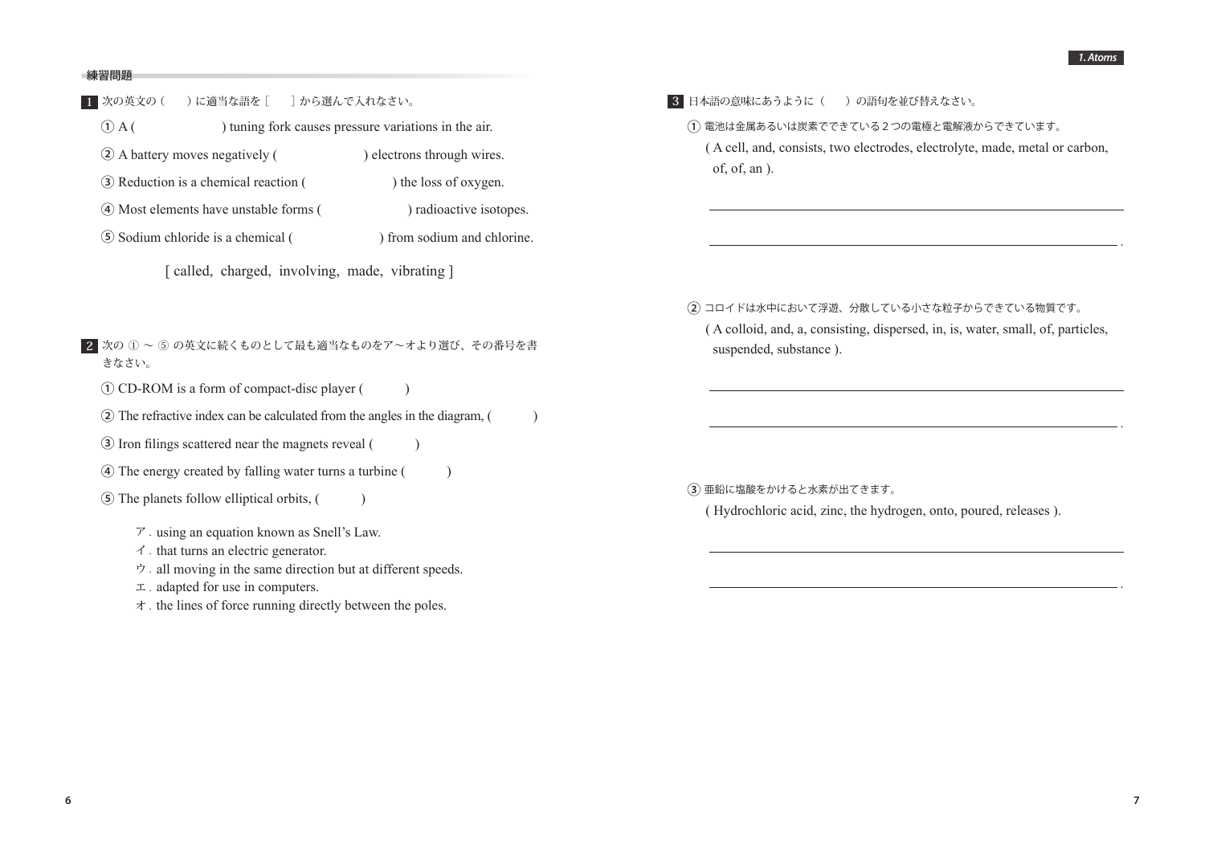## 練習問題

**1** 次の英文の（　）に適当な語を［　］から選んで入れなさい。

① A (　　　　　　) tuning fork causes pressure variations in the air.

② A battery moves negatively (　　　　　　) electrons through wires.

③ Reduction is a chemical reaction (　　　　　　) the loss of oxygen.

④ Most elements have unstable forms (　　　　　　) radioactive isotopes.

⑤ Sodium chloride is a chemical (　　　　　　) from sodium and chlorine.

[ called, charged, involving, made, vibrating ]

**2** 次の ① ～ ⑤ の英文に続くものとして最も適当なものをア～オより選び、その番号を書きなさい。

① CD-ROM is a form of compact-disc player (　　)

② The refractive index can be calculated from the angles in the diagram, (　　)

③ Iron filings scattered near the magnets reveal (　　)

④ The energy created by falling water turns a turbine (　　)

⑤ The planets follow elliptical orbits, (　　)

ア. using an equation known as Snell's Law.
イ. that turns an electric generator.
ウ. all moving in the same direction but at different speeds.
エ. adapted for use in computers.
オ. the lines of force running directly between the poles.

**3** 日本語の意味にあうように（　）の語句を並び替えなさい。

① 電池は金属あるいは炭素でできている２つの電極と電解液からできています。

( A cell, and, consists, two electrodes, electrolyte, made, metal or carbon, of, of, an ).

\_\_\_\_\_\_\_\_\_\_\_\_\_\_\_\_\_\_\_\_\_\_\_\_\_\_\_\_\_\_\_\_\_\_\_\_\_\_\_\_\_\_\_\_

\_\_\_\_\_\_\_\_\_\_\_\_\_\_\_\_\_\_\_\_\_\_\_\_\_\_\_\_\_\_\_\_\_\_\_\_\_\_\_\_\_\_\_\_.

② コロイドは水中において浮遊、分散している小さな粒子からできている物質です。

( A colloid, and, a, consisting, dispersed, in, is, water, small, of, particles, suspended, substance ).

\_\_\_\_\_\_\_\_\_\_\_\_\_\_\_\_\_\_\_\_\_\_\_\_\_\_\_\_\_\_\_\_\_\_\_\_\_\_\_\_\_\_\_\_

\_\_\_\_\_\_\_\_\_\_\_\_\_\_\_\_\_\_\_\_\_\_\_\_\_\_\_\_\_\_\_\_\_\_\_\_\_\_\_\_\_\_\_\_.

③ 亜鉛に塩酸をかけると水素が出てきます。

( Hydrochloric acid, zinc, the hydrogen, onto, poured, releases ).

\_\_\_\_\_\_\_\_\_\_\_\_\_\_\_\_\_\_\_\_\_\_\_\_\_\_\_\_\_\_\_\_\_\_\_\_\_\_\_\_\_\_\_\_

\_\_\_\_\_\_\_\_\_\_\_\_\_\_\_\_\_\_\_\_\_\_\_\_\_\_\_\_\_\_\_\_\_\_\_\_\_\_\_\_\_\_\_\_.